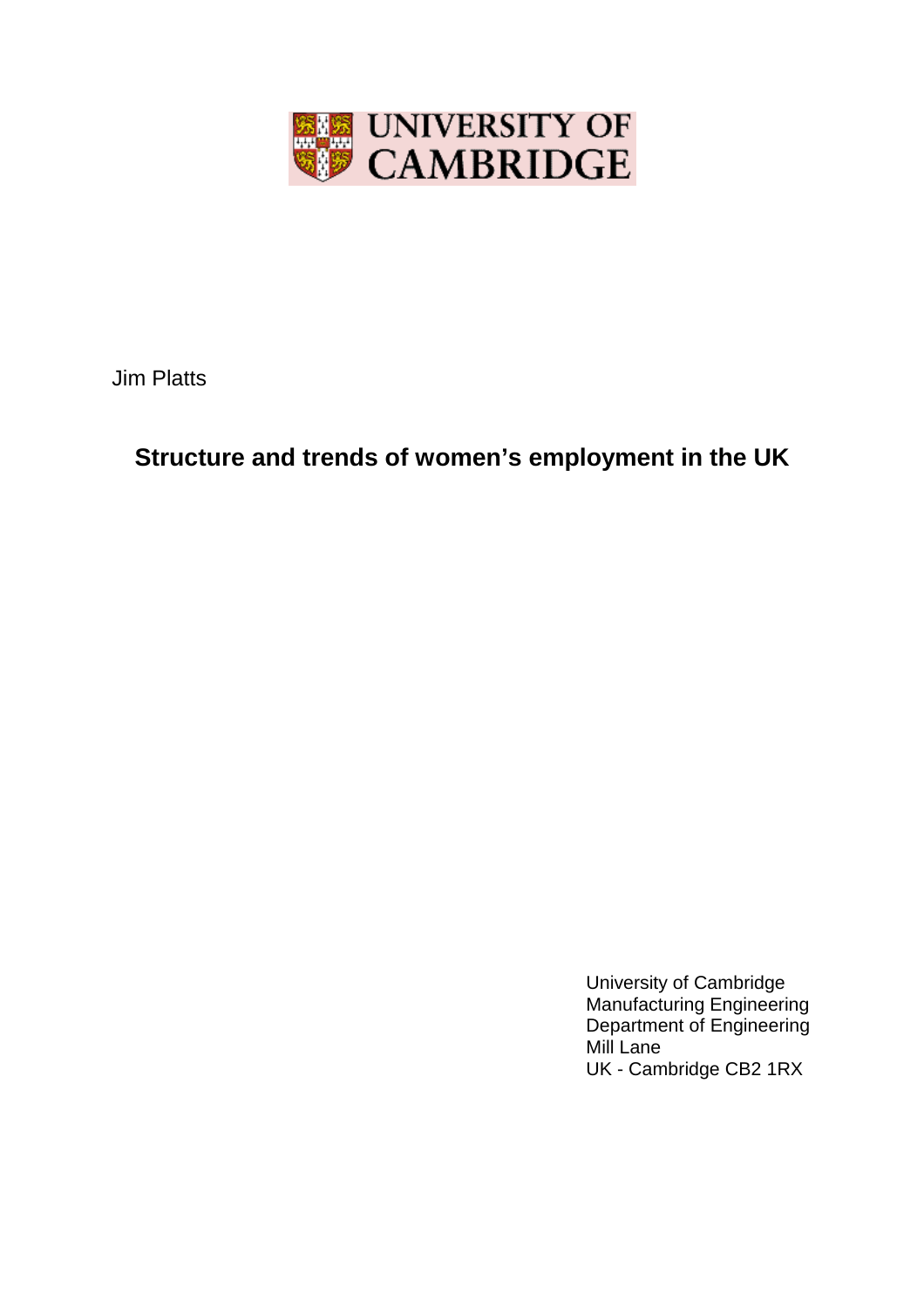UNIVERSITY OF CAMBRIDGE

Jim Platts

# Structure and trends of women's employment in the UK

University of Cambridge
Manufacturing Engineering
Department of Engineering
Mill Lane
UK - Cambridge CB2 1RX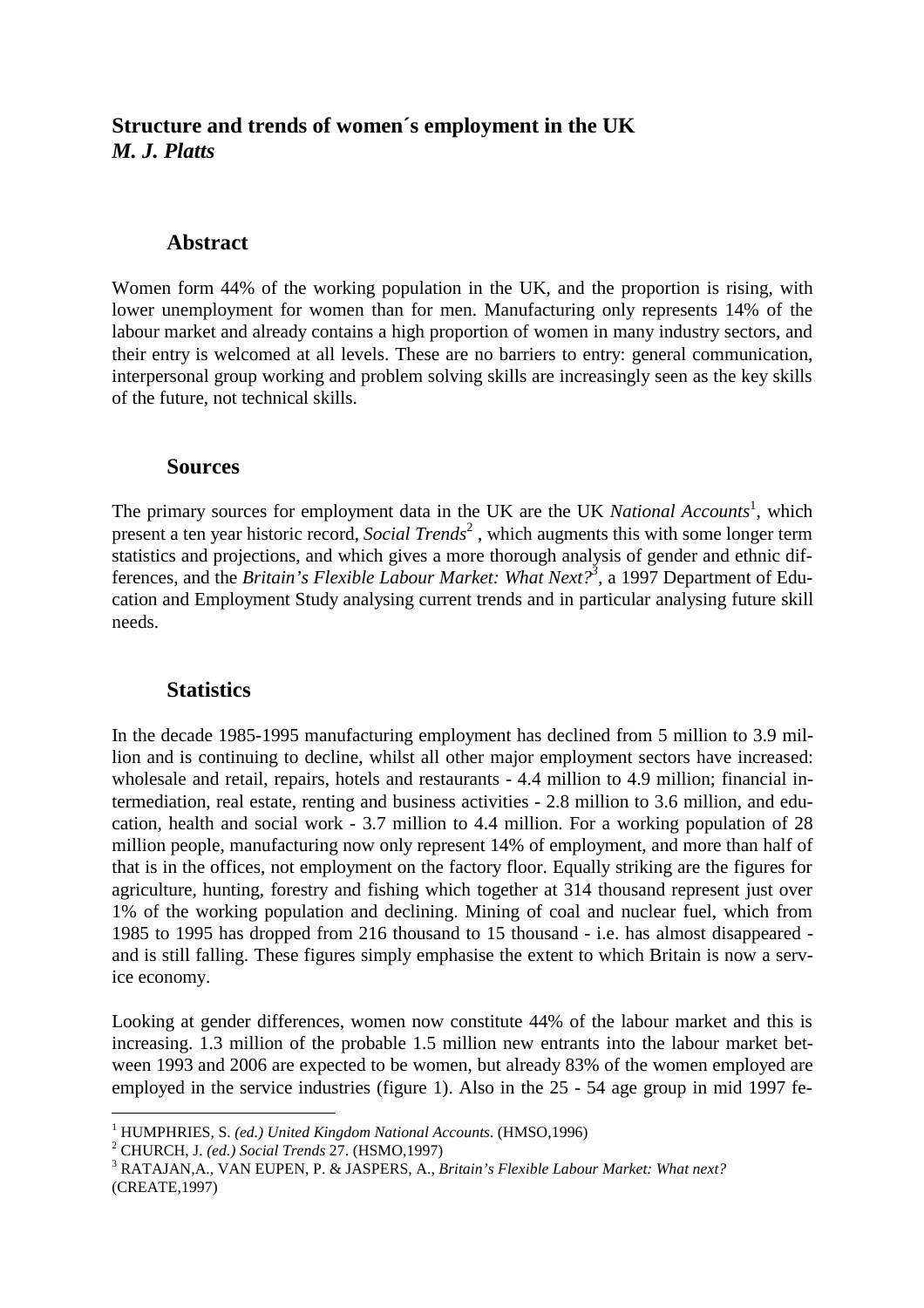## Structure and trends of women´s employment in the UK

***M. J. Platts***

### Abstract

Women form 44% of the working population in the UK, and the proportion is rising, with lower unemployment for women than for men. Manufacturing only represents 14% of the labour market and already contains a high proportion of women in many industry sectors, and their entry is welcomed at all levels. These are no barriers to entry: general communication, interpersonal group working and problem solving skills are increasingly seen as the key skills of the future, not technical skills.

### Sources

The primary sources for employment data in the UK are the UK *National Accounts*[1], which present a ten year historic record, *Social Trends*[2] , which augments this with some longer term statistics and projections, and which gives a more thorough analysis of gender and ethnic differences, and the *Britain's Flexible Labour Market: What Next?*[3], a 1997 Department of Education and Employment Study analysing current trends and in particular analysing future skill needs.

### Statistics

In the decade 1985-1995 manufacturing employment has declined from 5 million to 3.9 million and is continuing to decline, whilst all other major employment sectors have increased: wholesale and retail, repairs, hotels and restaurants - 4.4 million to 4.9 million; financial intermediation, real estate, renting and business activities - 2.8 million to 3.6 million, and education, health and social work - 3.7 million to 4.4 million. For a working population of 28 million people, manufacturing now only represent 14% of employment, and more than half of that is in the offices, not employment on the factory floor. Equally striking are the figures for agriculture, hunting, forestry and fishing which together at 314 thousand represent just over 1% of the working population and declining. Mining of coal and nuclear fuel, which from 1985 to 1995 has dropped from 216 thousand to 15 thousand - i.e. has almost disappeared - and is still falling. These figures simply emphasise the extent to which Britain is now a service economy.

Looking at gender differences, women now constitute 44% of the labour market and this is increasing. 1.3 million of the probable 1.5 million new entrants into the labour market between 1993 and 2006 are expected to be women, but already 83% of the women employed are employed in the service industries (figure 1). Also in the 25 - 54 age group in mid 1997 fe-

---

[1] HUMPHRIES, S. *(ed.) United Kingdom National Accounts.* (HMSO,1996)

[2] CHURCH, J. *(ed.) Social Trends* 27. (HSMO,1997)

[3] RATAJAN,A., VAN EUPEN, P. & JASPERS, A., *Britain's Flexible Labour Market: What next?* (CREATE,1997)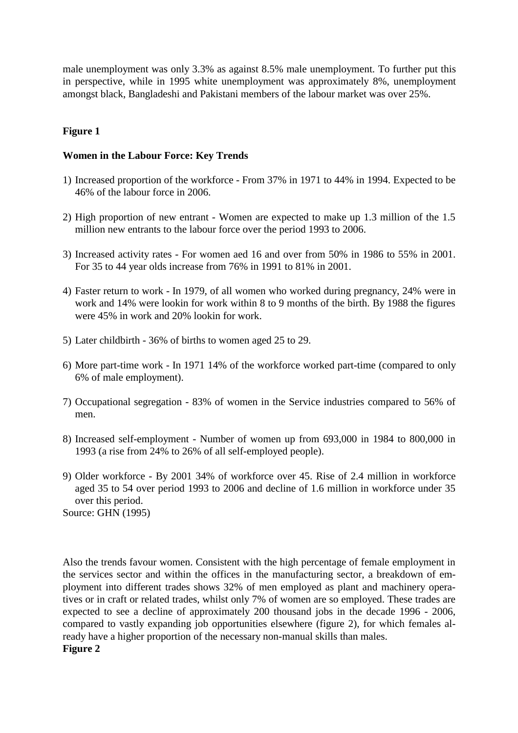male unemployment was only 3.3% as against 8.5% male unemployment. To further put this in perspective, while in 1995 white unemployment was approximately 8%, unemployment amongst black, Bangladeshi and Pakistani members of the labour market was over 25%.

**Figure 1**

**Women in the Labour Force: Key Trends**

1) Increased proportion of the workforce - From 37% in 1971 to 44% in 1994. Expected to be 46% of the labour force in 2006.

2) High proportion of new entrant - Women are expected to make up 1.3 million of the 1.5 million new entrants to the labour force over the period 1993 to 2006.

3) Increased activity rates - For women aed 16 and over from 50% in 1986 to 55% in 2001. For 35 to 44 year olds increase from 76% in 1991 to 81% in 2001.

4) Faster return to work - In 1979, of all women who worked during pregnancy, 24% were in work and 14% were lookin for work within 8 to 9 months of the birth. By 1988 the figures were 45% in work and 20% lookin for work.

5) Later childbirth - 36% of births to women aged 25 to 29.

6) More part-time work - In 1971 14% of the workforce worked part-time (compared to only 6% of male employment).

7) Occupational segregation - 83% of women in the Service industries compared to 56% of men.

8) Increased self-employment - Number of women up from 693,000 in 1984 to 800,000 in 1993 (a rise from 24% to 26% of all self-employed people).

9) Older workforce - By 2001 34% of workforce over 45. Rise of 2.4 million in workforce aged 35 to 54 over period 1993 to 2006 and decline of 1.6 million in workforce under 35 over this period.

Source: GHN (1995)

Also the trends favour women. Consistent with the high percentage of female employment in the services sector and within the offices in the manufacturing sector, a breakdown of employment into different trades shows 32% of men employed as plant and machinery operatives or in craft or related trades, whilst only 7% of women are so employed. These trades are expected to see a decline of approximately 200 thousand jobs in the decade 1996 - 2006, compared to vastly expanding job opportunities elsewhere (figure 2), for which females already have a higher proportion of the necessary non-manual skills than males.

**Figure 2**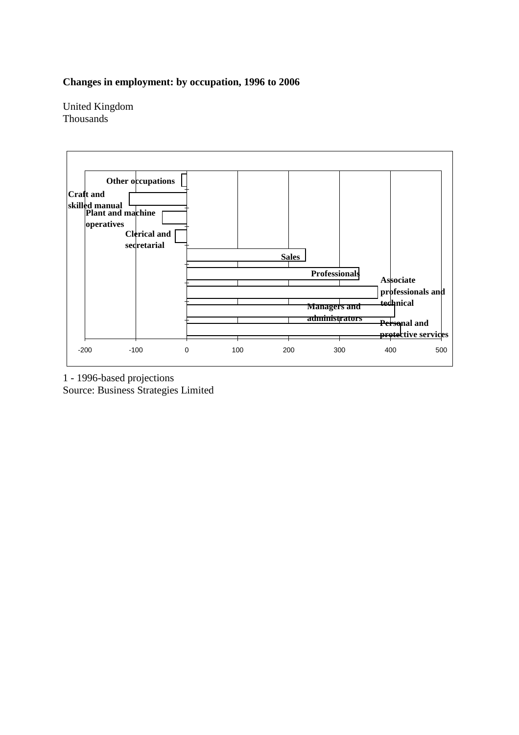**Changes in employment: by occupation, 1996 to 2006**

United Kingdom
Thousands

| Occupation | Change (thousands) |
|---|---|
| Other occupations | approx. -10 |
| Craft and skilled manual | approx. -113 |
| Plant and machine operatives | approx. -48 |
| Clerical and secretarial | approx. -23 |
| Sales | approx. 233 |
| Professionals | approx. 338 |
| Associate professionals and technical | approx. 375 |
| Managers and administrators | approx. 408 |
| Personal and protective services | approx. 420 |

1 - 1996-based projections
Source: Business Strategies Limited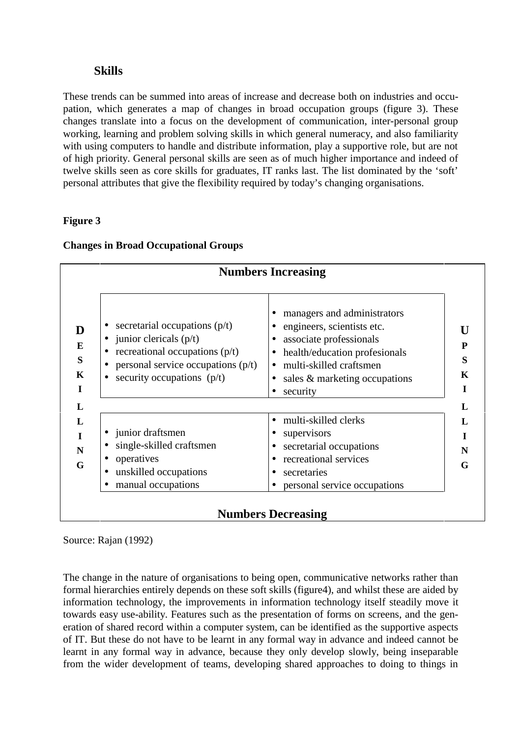### Skills

These trends can be summed into areas of increase and decrease both on industries and occupation, which generates a map of changes in broad occupation groups (figure 3). These changes translate into a focus on the development of communication, inter-personal group working, learning and problem solving skills in which general numeracy, and also familiarity with using computers to handle and distribute information, play a supportive role, but are not of high priority. General personal skills are seen as of much higher importance and indeed of twelve skills seen as core skills for graduates, IT ranks last. The list dominated by the 'soft' personal attributes that give the flexibility required by today's changing organisations.

**Figure 3**

**Changes in Broad Occupational Groups**

| | DESKILLING | UPSKILLING |
|---|---|---|
| **Numbers Increasing** | • secretarial occupations (p/t)<br>• junior clericals (p/t)<br>• recreational occupations (p/t)<br>• personal service occupations (p/t)<br>• security occupations (p/t) | • managers and administrators<br>• engineers, scientists etc.<br>• associate professionals<br>• health/education profesionals<br>• multi-skilled craftsmen<br>• sales & marketing occupations<br>• security |
| **Numbers Decreasing** | • junior draftsmen<br>• single-skilled craftsmen<br>• operatives<br>• unskilled occupations<br>• manual occupations | • multi-skilled clerks<br>• supervisors<br>• secretarial occupations<br>• recreational services<br>• secretaries<br>• personal service occupations |

Source: Rajan (1992)

The change in the nature of organisations to being open, communicative networks rather than formal hierarchies entirely depends on these soft skills (figure4), and whilst these are aided by information technology, the improvements in information technology itself steadily move it towards easy use-ability. Features such as the presentation of forms on screens, and the generation of shared record within a computer system, can be identified as the supportive aspects of IT. But these do not have to be learnt in any formal way in advance and indeed cannot be learnt in any formal way in advance, because they only develop slowly, being inseparable from the wider development of teams, developing shared approaches to doing to things in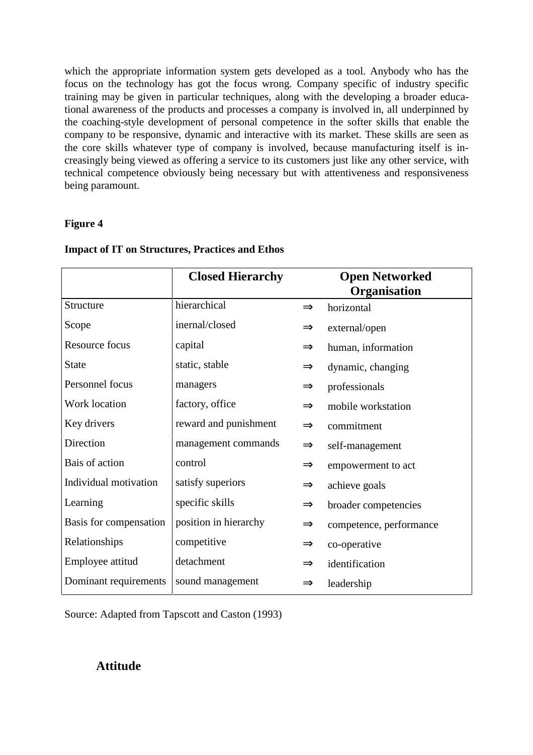which the appropriate information system gets developed as a tool. Anybody who has the focus on the technology has got the focus wrong. Company specific of industry specific training may be given in particular techniques, along with the developing a broader educational awareness of the products and processes a company is involved in, all underpinned by the coaching-style development of personal competence in the softer skills that enable the company to be responsive, dynamic and interactive with its market. These skills are seen as the core skills whatever type of company is involved, because manufacturing itself is increasingly being viewed as offering a service to its customers just like any other service, with technical competence obviously being necessary but with attentiveness and responsiveness being paramount.

**Figure 4**

**Impact of IT on Structures, Practices and Ethos**

| | **Closed Hierarchy** | | **Open Networked Organisation** |
|---|---|---|---|
| Structure | hierarchical | ⇒ | horizontal |
| Scope | inernal/closed | ⇒ | external/open |
| Resource focus | capital | ⇒ | human, information |
| State | static, stable | ⇒ | dynamic, changing |
| Personnel focus | managers | ⇒ | professionals |
| Work location | factory, office | ⇒ | mobile workstation |
| Key drivers | reward and punishment | ⇒ | commitment |
| Direction | management commands | ⇒ | self-management |
| Bais of action | control | ⇒ | empowerment to act |
| Individual motivation | satisfy superiors | ⇒ | achieve goals |
| Learning | specific skills | ⇒ | broader competencies |
| Basis for compensation | position in hierarchy | ⇒ | competence, performance |
| Relationships | competitive | ⇒ | co-operative |
| Employee attitud | detachment | ⇒ | identification |
| Dominant requirements | sound management | ⇒ | leadership |

Source: Adapted from Tapscott and Caston (1993)

## Attitude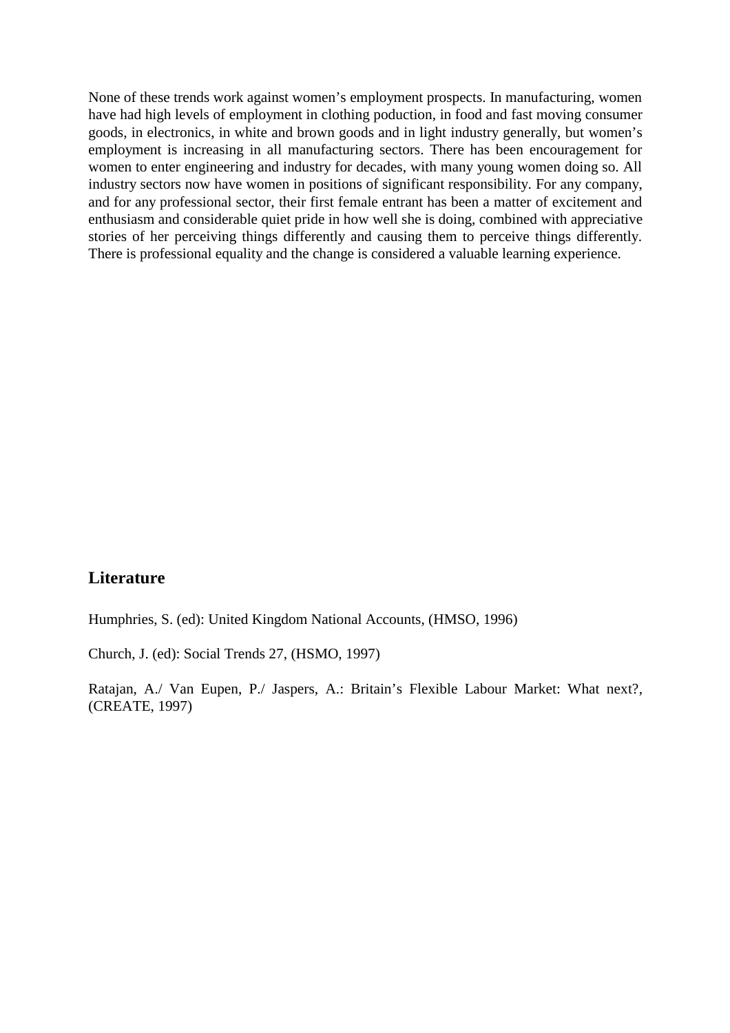None of these trends work against women's employment prospects. In manufacturing, women have had high levels of employment in clothing poduction, in food and fast moving consumer goods, in electronics, in white and brown goods and in light industry generally, but women's employment is increasing in all manufacturing sectors. There has been encouragement for women to enter engineering and industry for decades, with many young women doing so. All industry sectors now have women in positions of significant responsibility. For any company, and for any professional sector, their first female entrant has been a matter of excitement and enthusiasm and considerable quiet pride in how well she is doing, combined with appreciative stories of her perceiving things differently and causing them to perceive things differently. There is professional equality and the change is considered a valuable learning experience.

## Literature

Humphries, S. (ed): United Kingdom National Accounts, (HMSO, 1996)

Church, J. (ed): Social Trends 27, (HSMO, 1997)

Ratajan, A./ Van Eupen, P./ Jaspers, A.: Britain's Flexible Labour Market: What next?, (CREATE, 1997)